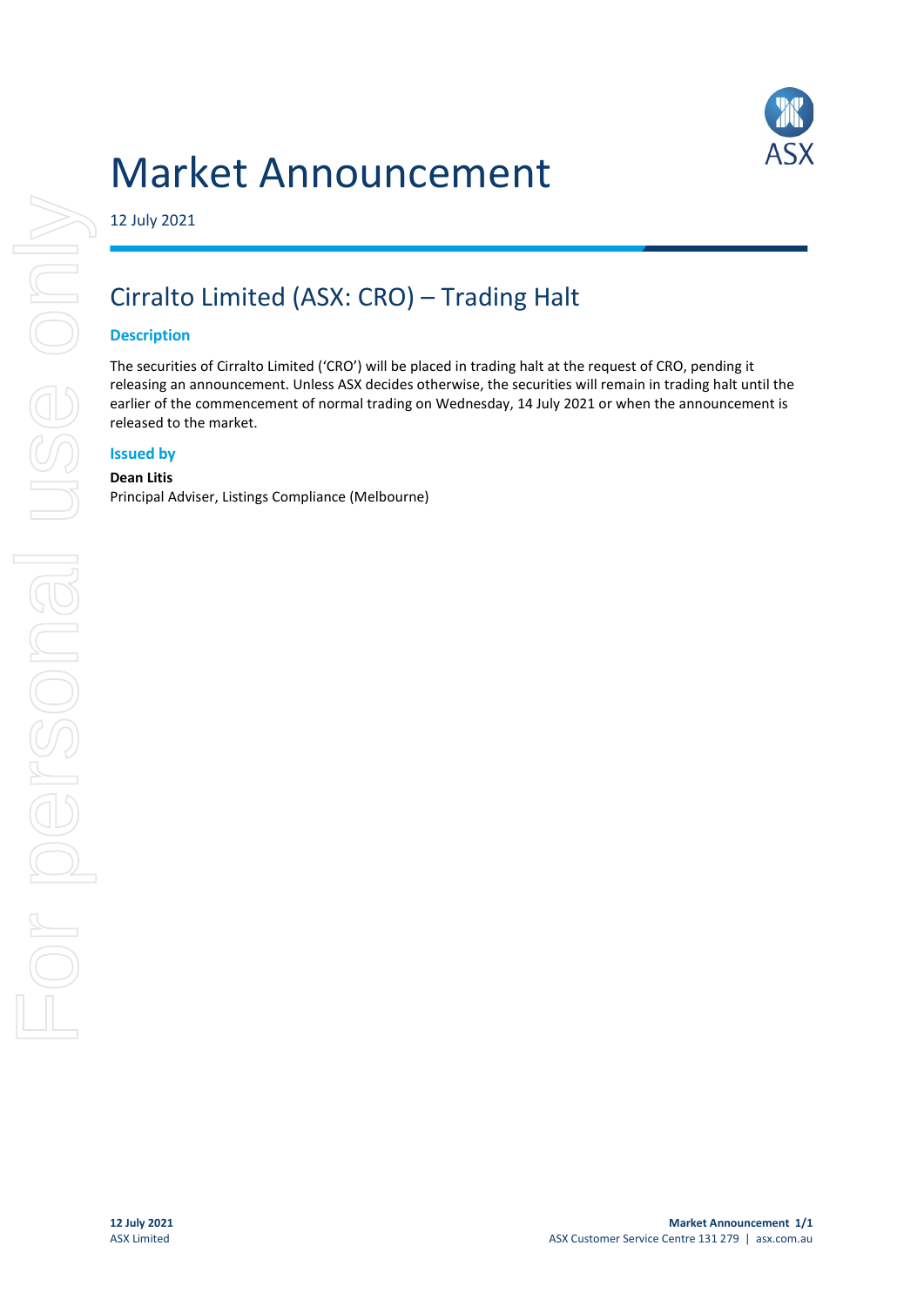# Market Announcement

12 July 2021

## Cirralto Limited (ASX: CRO) – Trading Halt

### Description

The securities of Cirralto Limited ('CRO') will be placed in trading halt at the request of CRO, pending it releasing an announcement. Unless ASX decides otherwise, the securities will remain in trading halt until the earlier of the commencement of normal trading on Wednesday, 14 July 2021 or when the announcement is released to the market.

### Issued by

**Dean Litis**
Principal Adviser, Listings Compliance (Melbourne)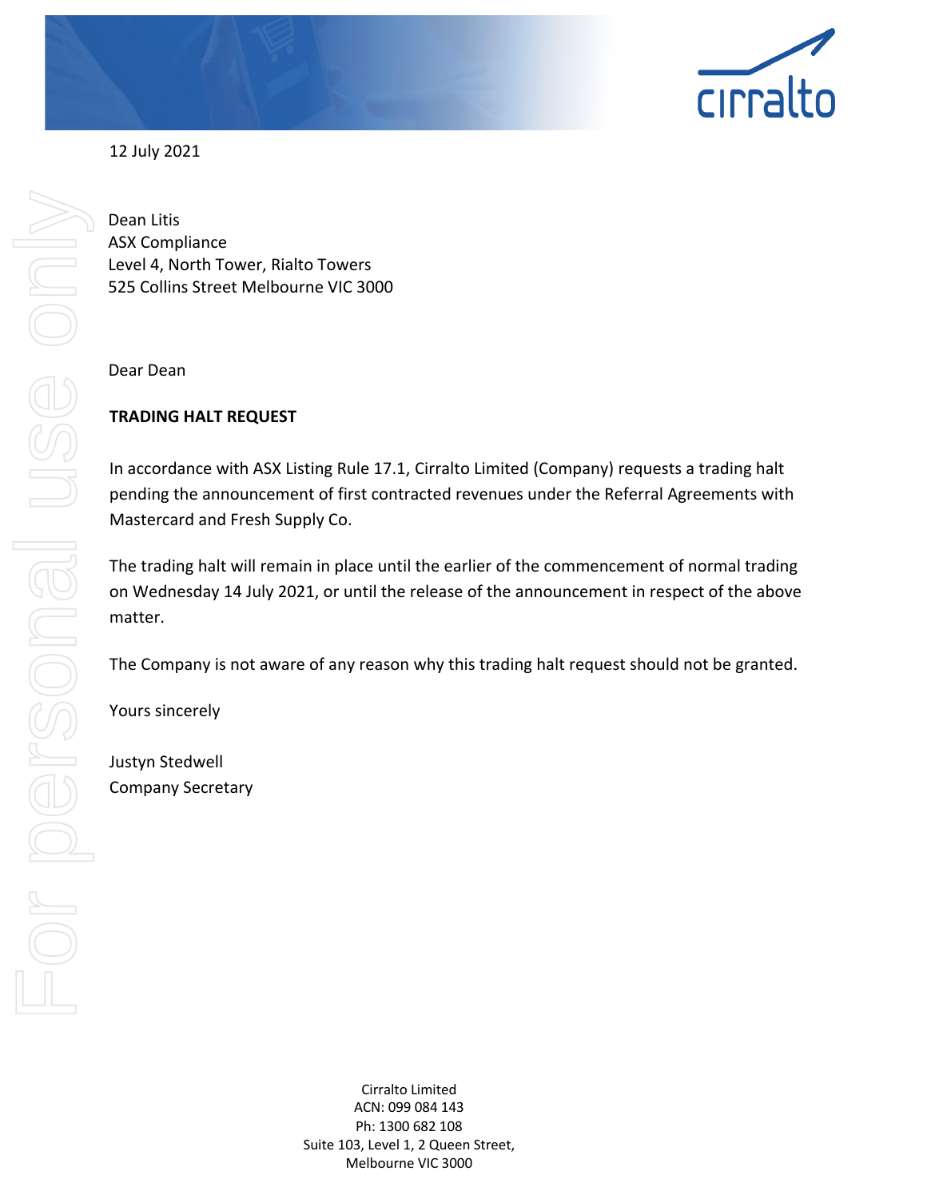12 July 2021

Dean Litis
ASX Compliance
Level 4, North Tower, Rialto Towers
525 Collins Street Melbourne VIC 3000

Dear Dean

**TRADING HALT REQUEST**

In accordance with ASX Listing Rule 17.1, Cirralto Limited (Company) requests a trading halt pending the announcement of first contracted revenues under the Referral Agreements with Mastercard and Fresh Supply Co.

The trading halt will remain in place until the earlier of the commencement of normal trading on Wednesday 14 July 2021, or until the release of the announcement in respect of the above matter.

The Company is not aware of any reason why this trading halt request should not be granted.

Yours sincerely

Justyn Stedwell
Company Secretary

Cirralto Limited
ACN: 099 084 143
Ph: 1300 682 108
Suite 103, Level 1, 2 Queen Street,
Melbourne VIC 3000